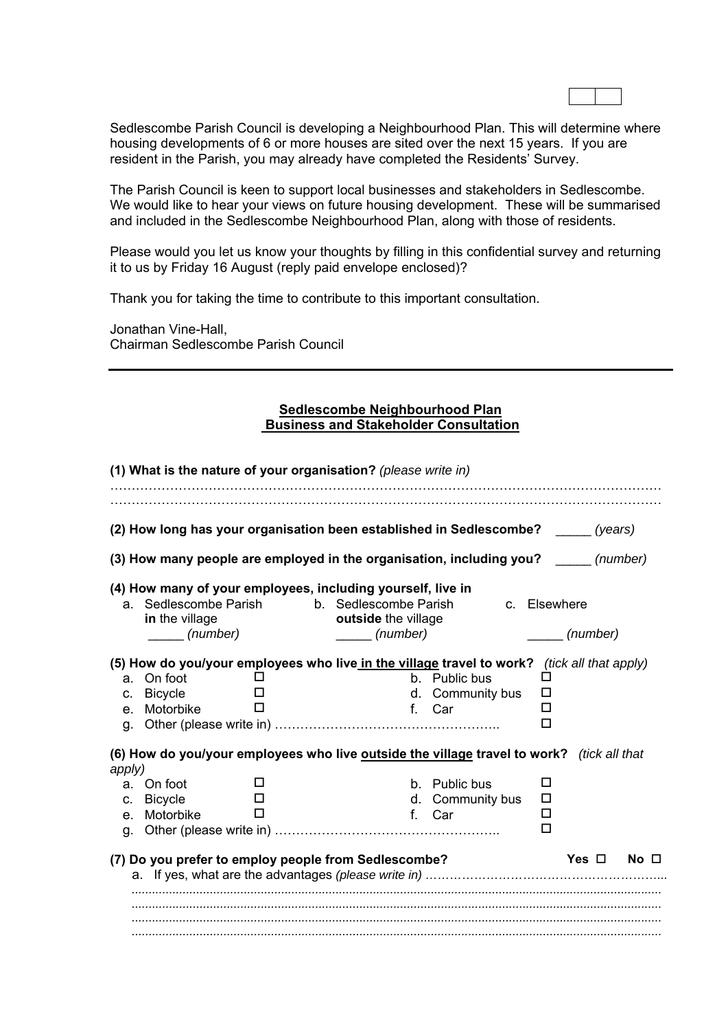Sedlescombe Parish Council is developing a Neighbourhood Plan. This will determine where housing developments of 6 or more houses are sited over the next 15 years. If you are resident in the Parish, you may already have completed the Residents' Survey.

The Parish Council is keen to support local businesses and stakeholders in Sedlescombe. We would like to hear your views on future housing development. These will be summarised and included in the Sedlescombe Neighbourhood Plan, along with those of residents.

Please would you let us know your thoughts by filling in this confidential survey and returning it to us by Friday 16 August (reply paid envelope enclosed)?

Thank you for taking the time to contribute to this important consultation.

Jonathan Vine-Hall,
Chairman Sedlescombe Parish Council

---

## Sedlescombe Neighbourhood Plan
## Business and Stakeholder Consultation

**(1) What is the nature of your organisation?** *(please write in)*

…………………………………………………………………………………………………………………
…………………………………………………………………………………………………………………

**(2) How long has your organisation been established in Sedlescombe?** _____ *(years)*

**(3) How many people are employed in the organisation, including you?** _____ *(number)*

**(4) How many of your employees, including yourself, live in**

a. Sedlescombe Parish **in** the village _____ *(number)*

b. Sedlescombe Parish **outside** the village _____ *(number)*

c. Elsewhere _____ *(number)*

**(5) How do you/your employees who live in the village travel to work?** *(tick all that apply)*

a. On foot ☐
b. Public bus ☐
c. Bicycle ☐
d. Community bus ☐
e. Motorbike ☐
f. Car ☐
g. Other (please write in) …………………………………………….. ☐

**(6) How do you/your employees who live outside the village travel to work?** *(tick all that apply)*

a. On foot ☐
b. Public bus ☐
c. Bicycle ☐
d. Community bus ☐
e. Motorbike ☐
f. Car ☐
g. Other (please write in) …………………………………………….. ☐

**(7) Do you prefer to employ people from Sedlescombe?** **Yes** ☐ **No** ☐

a. If yes, what are the advantages *(please write in)* …………………………………………………...
……………………………………………………………………………………………………………
……………………………………………………………………………………………………………
……………………………………………………………………………………………………………
……………………………………………………………………………………………………………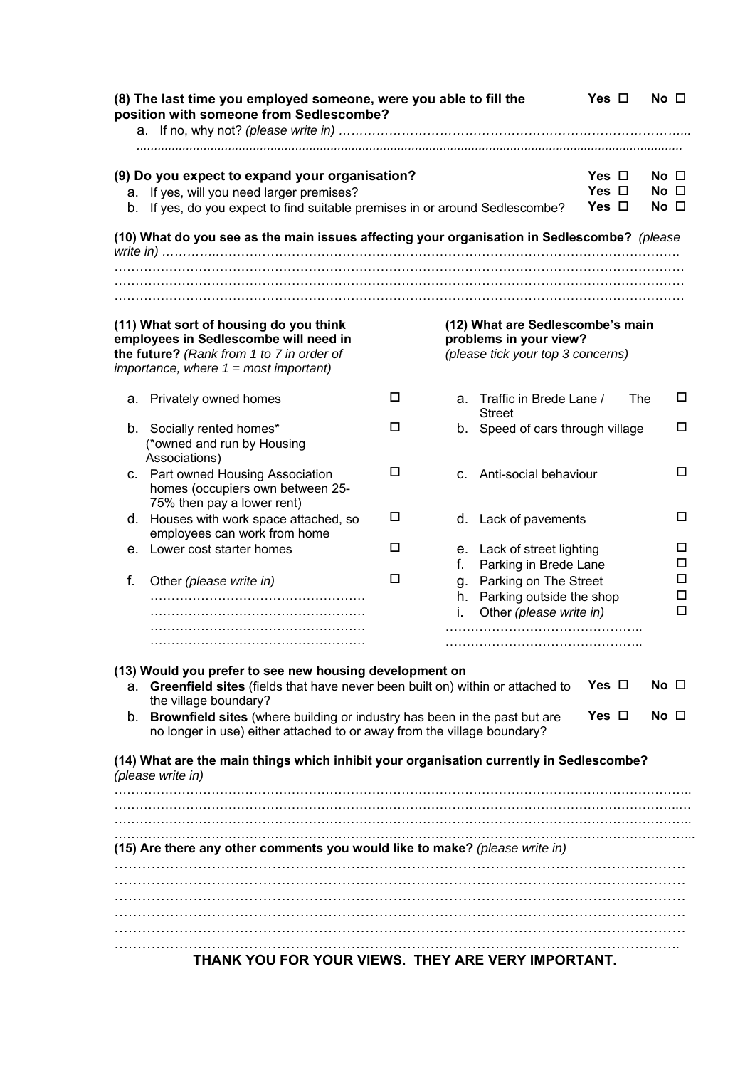**(8) The last time you employed someone, were you able to fill the position with someone from Sedlescombe?** **Yes ☐** **No ☐**

a. If no, why not? *(please write in)* …………………………………………………………………………...

………………………………………………………………………………………………………………………

**(9) Do you expect to expand your organisation?** **Yes ☐** **No ☐**

a. If yes, will you need larger premises? **Yes ☐** **No ☐**

b. If yes, do you expect to find suitable premises in or around Sedlescombe? **Yes ☐** **No ☐**

**(10) What do you see as the main issues affecting your organisation in Sedlescombe?** *(please write in)* ………………………………………………………………………………………………………….

………………………………………………………………………………………………………………………

………………………………………………………………………………………………………………………

………………………………………………………………………………………………………………………

**(11) What sort of housing do you think employees in Sedlescombe will need in the future?** *(Rank from 1 to 7 in order of importance, where 1 = most important)*

a. Privately owned homes ☐

b. Socially rented homes* (*owned and run by Housing Associations) ☐

c. Part owned Housing Association homes (occupiers own between 25-75% then pay a lower rent) ☐

d. Houses with work space attached, so employees can work from home ☐

e. Lower cost starter homes ☐

f. Other *(please write in)* ☐

……………………………………………

……………………………………………

……………………………………………

……………………………………………

**(12) What are Sedlescombe's main problems in your view?** *(please tick your top 3 concerns)*

a. Traffic in Brede Lane / The Street ☐

b. Speed of cars through village ☐

c. Anti-social behaviour ☐

d. Lack of pavements ☐

e. Lack of street lighting ☐

f. Parking in Brede Lane ☐

g. Parking on The Street ☐

h. Parking outside the shop ☐

i. Other *(please write in)* ☐

………………………………………..

………………………………………..

**(13) Would you prefer to see new housing development on**

a. **Greenfield sites** (fields that have never been built on) within or attached to the village boundary? **Yes ☐** **No ☐**

b. **Brownfield sites** (where building or industry has been in the past but are no longer in use) either attached to or away from the village boundary? **Yes ☐** **No ☐**

**(14) What are the main things which inhibit your organisation currently in Sedlescombe?** *(please write in)*

………………………………………………………………………………………………………………………

………………………………………………………………………………………………………………………

………………………………………………………………………………………………………………………

………………………………………………………………………………………………………………………

**(15) Are there any other comments you would like to make?** *(please write in)*

………………………………………………………………………………………………………………………

………………………………………………………………………………………………………………………

………………………………………………………………………………………………………………………

………………………………………………………………………………………………………………………

………………………………………………………………………………………………………………………

………………………………………………………………………………………………………………………

**THANK YOU FOR YOUR VIEWS. THEY ARE VERY IMPORTANT.**